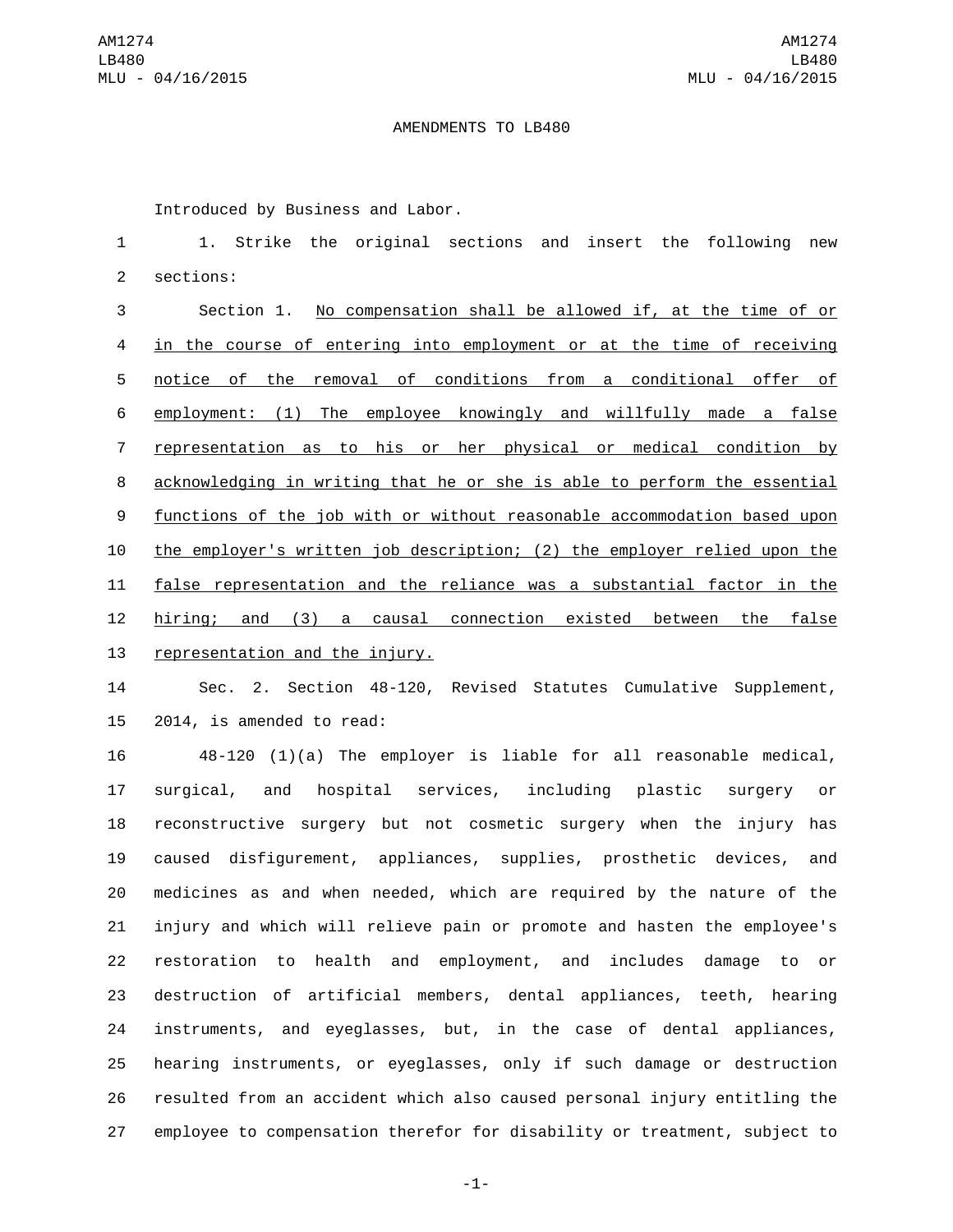AMENDMENTS TO LB480

Introduced by Business and Labor.

1. Strike the original sections and insert the following new sections:

Section 1. No compensation shall be allowed if, at the time of or in the course of entering into employment or at the time of receiving notice of the removal of conditions from a conditional offer of employment: (1) The employee knowingly and willfully made a false representation as to his or her physical or medical condition by acknowledging in writing that he or she is able to perform the essential functions of the job with or without reasonable accommodation based upon the employer's written job description; (2) the employer relied upon the false representation and the reliance was a substantial factor in the hiring; and (3) a causal connection existed between the false representation and the injury.

Sec. 2. Section 48-120, Revised Statutes Cumulative Supplement, 2014, is amended to read:

48-120 (1)(a) The employer is liable for all reasonable medical, surgical, and hospital services, including plastic surgery or reconstructive surgery but not cosmetic surgery when the injury has caused disfigurement, appliances, supplies, prosthetic devices, and medicines as and when needed, which are required by the nature of the injury and which will relieve pain or promote and hasten the employee's restoration to health and employment, and includes damage to or destruction of artificial members, dental appliances, teeth, hearing instruments, and eyeglasses, but, in the case of dental appliances, hearing instruments, or eyeglasses, only if such damage or destruction resulted from an accident which also caused personal injury entitling the employee to compensation therefor for disability or treatment, subject to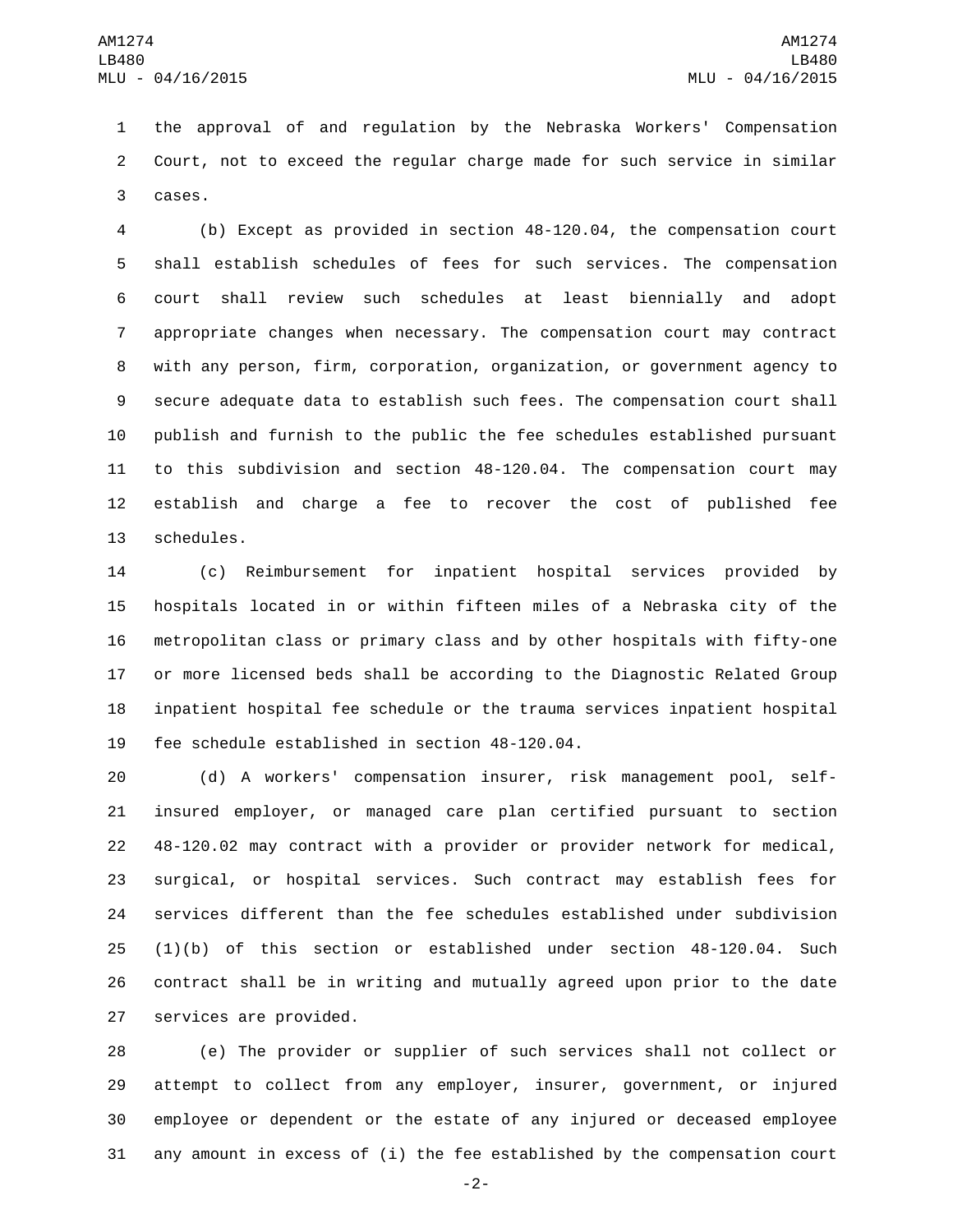the approval of and regulation by the Nebraska Workers' Compensation Court, not to exceed the regular charge made for such service in similar cases.

(b) Except as provided in section 48-120.04, the compensation court shall establish schedules of fees for such services. The compensation court shall review such schedules at least biennially and adopt appropriate changes when necessary. The compensation court may contract with any person, firm, corporation, organization, or government agency to secure adequate data to establish such fees. The compensation court shall publish and furnish to the public the fee schedules established pursuant to this subdivision and section 48-120.04. The compensation court may establish and charge a fee to recover the cost of published fee schedules.

(c) Reimbursement for inpatient hospital services provided by hospitals located in or within fifteen miles of a Nebraska city of the metropolitan class or primary class and by other hospitals with fifty-one or more licensed beds shall be according to the Diagnostic Related Group inpatient hospital fee schedule or the trauma services inpatient hospital fee schedule established in section 48-120.04.

(d) A workers' compensation insurer, risk management pool, self-insured employer, or managed care plan certified pursuant to section 48-120.02 may contract with a provider or provider network for medical, surgical, or hospital services. Such contract may establish fees for services different than the fee schedules established under subdivision (1)(b) of this section or established under section 48-120.04. Such contract shall be in writing and mutually agreed upon prior to the date services are provided.

(e) The provider or supplier of such services shall not collect or attempt to collect from any employer, insurer, government, or injured employee or dependent or the estate of any injured or deceased employee any amount in excess of (i) the fee established by the compensation court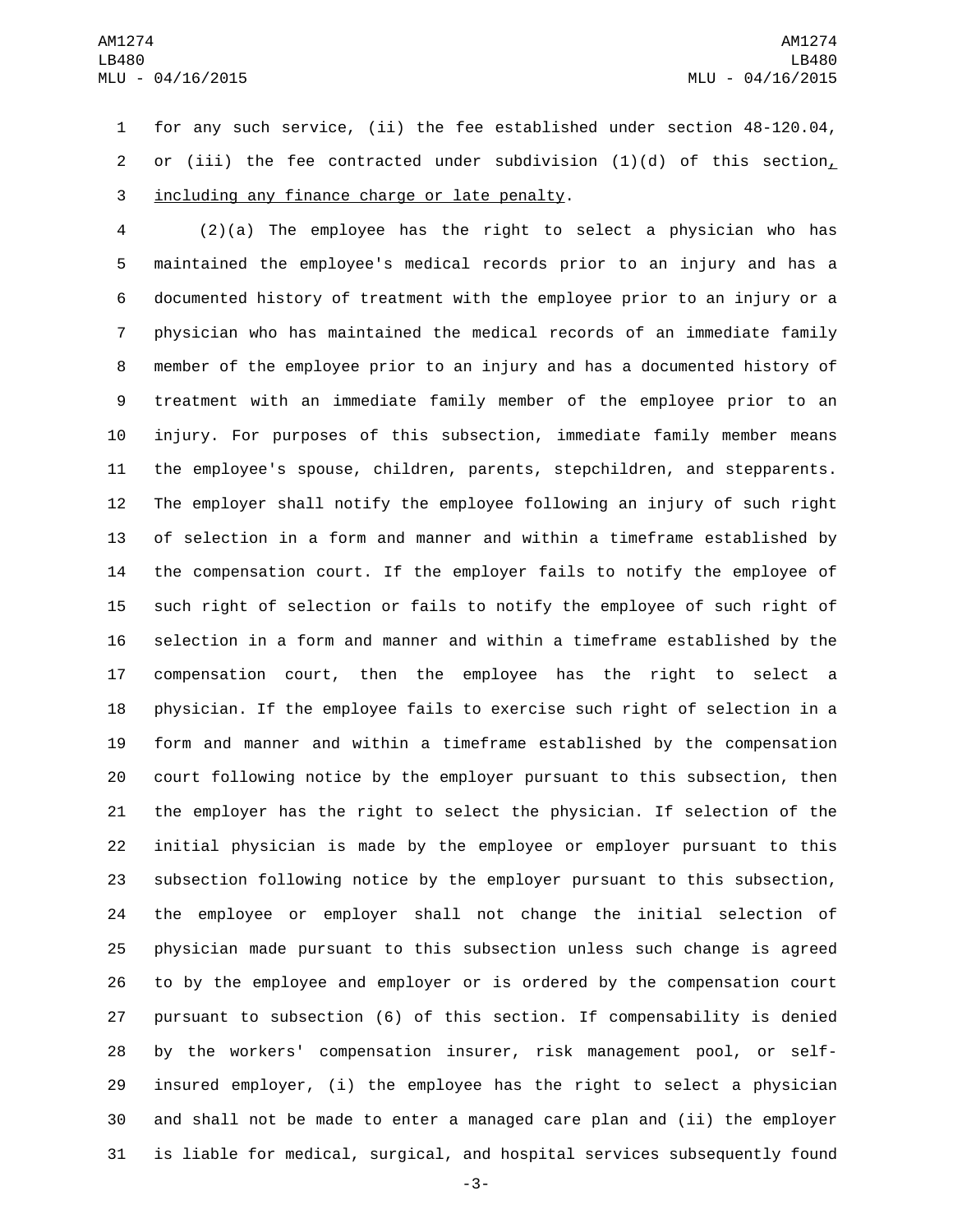for any such service, (ii) the fee established under section 48-120.04, or (iii) the fee contracted under subdivision (1)(d) of this section, including any finance charge or late penalty.

(2)(a) The employee has the right to select a physician who has maintained the employee's medical records prior to an injury and has a documented history of treatment with the employee prior to an injury or a physician who has maintained the medical records of an immediate family member of the employee prior to an injury and has a documented history of treatment with an immediate family member of the employee prior to an injury. For purposes of this subsection, immediate family member means the employee's spouse, children, parents, stepchildren, and stepparents. The employer shall notify the employee following an injury of such right of selection in a form and manner and within a timeframe established by the compensation court. If the employer fails to notify the employee of such right of selection or fails to notify the employee of such right of selection in a form and manner and within a timeframe established by the compensation court, then the employee has the right to select a physician. If the employee fails to exercise such right of selection in a form and manner and within a timeframe established by the compensation court following notice by the employer pursuant to this subsection, then the employer has the right to select the physician. If selection of the initial physician is made by the employee or employer pursuant to this subsection following notice by the employer pursuant to this subsection, the employee or employer shall not change the initial selection of physician made pursuant to this subsection unless such change is agreed to by the employee and employer or is ordered by the compensation court pursuant to subsection (6) of this section. If compensability is denied by the workers' compensation insurer, risk management pool, or self-insured employer, (i) the employee has the right to select a physician and shall not be made to enter a managed care plan and (ii) the employer is liable for medical, surgical, and hospital services subsequently found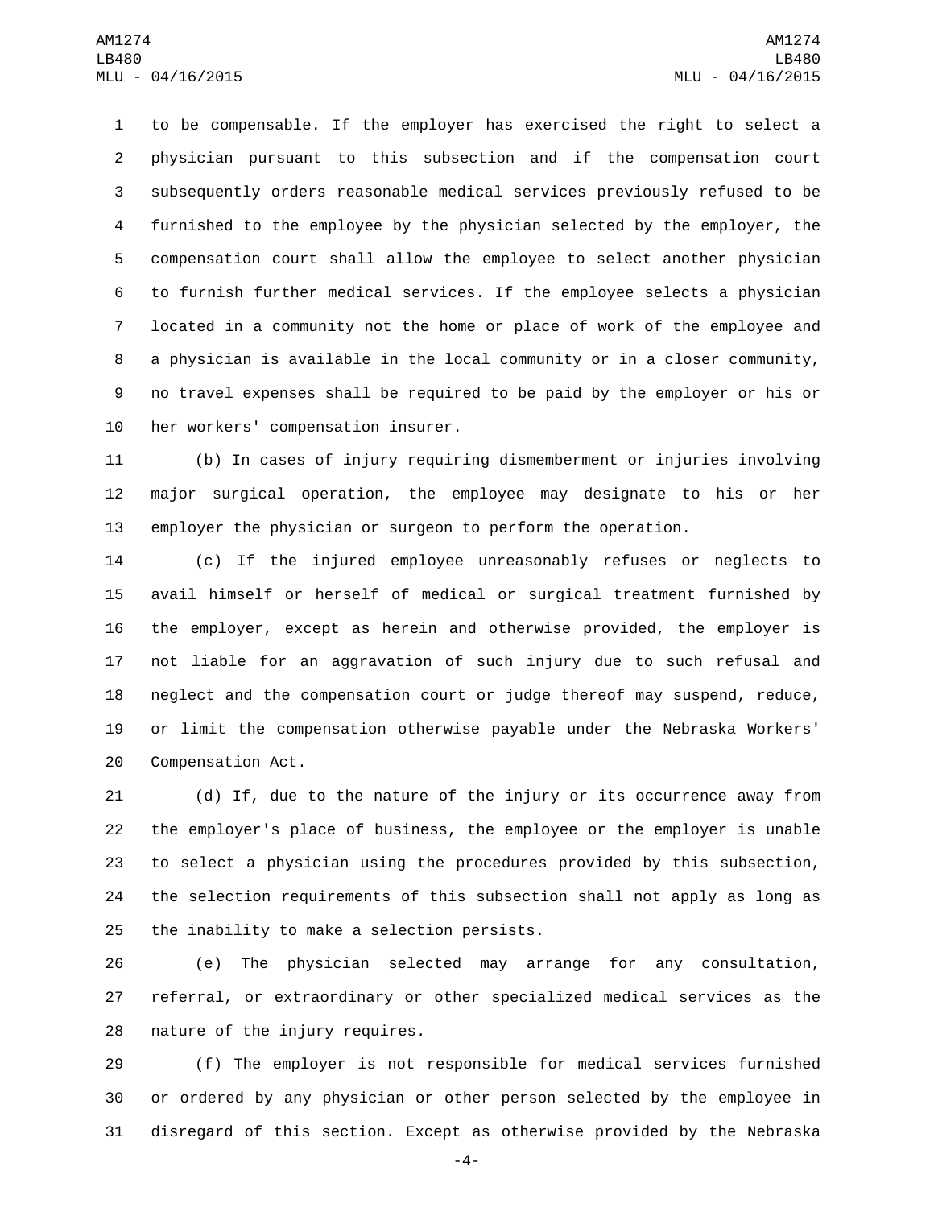to be compensable. If the employer has exercised the right to select a physician pursuant to this subsection and if the compensation court subsequently orders reasonable medical services previously refused to be furnished to the employee by the physician selected by the employer, the compensation court shall allow the employee to select another physician to furnish further medical services. If the employee selects a physician located in a community not the home or place of work of the employee and a physician is available in the local community or in a closer community, no travel expenses shall be required to be paid by the employer or his or her workers' compensation insurer.

(b) In cases of injury requiring dismemberment or injuries involving major surgical operation, the employee may designate to his or her employer the physician or surgeon to perform the operation.

(c) If the injured employee unreasonably refuses or neglects to avail himself or herself of medical or surgical treatment furnished by the employer, except as herein and otherwise provided, the employer is not liable for an aggravation of such injury due to such refusal and neglect and the compensation court or judge thereof may suspend, reduce, or limit the compensation otherwise payable under the Nebraska Workers' Compensation Act.

(d) If, due to the nature of the injury or its occurrence away from the employer's place of business, the employee or the employer is unable to select a physician using the procedures provided by this subsection, the selection requirements of this subsection shall not apply as long as the inability to make a selection persists.

(e) The physician selected may arrange for any consultation, referral, or extraordinary or other specialized medical services as the nature of the injury requires.

(f) The employer is not responsible for medical services furnished or ordered by any physician or other person selected by the employee in disregard of this section. Except as otherwise provided by the Nebraska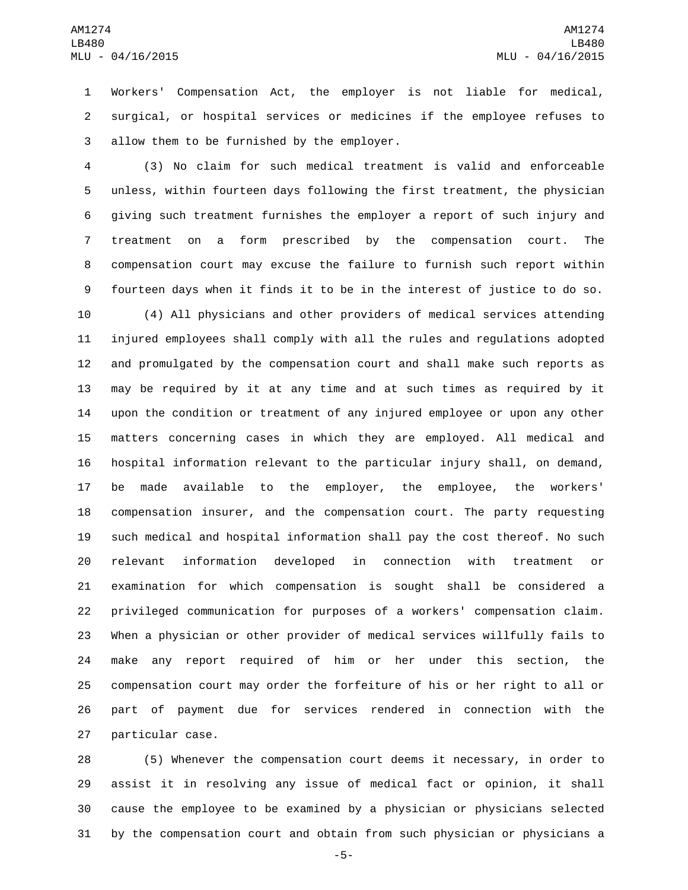Workers' Compensation Act, the employer is not liable for medical, surgical, or hospital services or medicines if the employee refuses to allow them to be furnished by the employer.

(3) No claim for such medical treatment is valid and enforceable unless, within fourteen days following the first treatment, the physician giving such treatment furnishes the employer a report of such injury and treatment on a form prescribed by the compensation court. The compensation court may excuse the failure to furnish such report within fourteen days when it finds it to be in the interest of justice to do so.

(4) All physicians and other providers of medical services attending injured employees shall comply with all the rules and regulations adopted and promulgated by the compensation court and shall make such reports as may be required by it at any time and at such times as required by it upon the condition or treatment of any injured employee or upon any other matters concerning cases in which they are employed. All medical and hospital information relevant to the particular injury shall, on demand, be made available to the employer, the employee, the workers' compensation insurer, and the compensation court. The party requesting such medical and hospital information shall pay the cost thereof. No such relevant information developed in connection with treatment or examination for which compensation is sought shall be considered a privileged communication for purposes of a workers' compensation claim. When a physician or other provider of medical services willfully fails to make any report required of him or her under this section, the compensation court may order the forfeiture of his or her right to all or part of payment due for services rendered in connection with the particular case.

(5) Whenever the compensation court deems it necessary, in order to assist it in resolving any issue of medical fact or opinion, it shall cause the employee to be examined by a physician or physicians selected by the compensation court and obtain from such physician or physicians a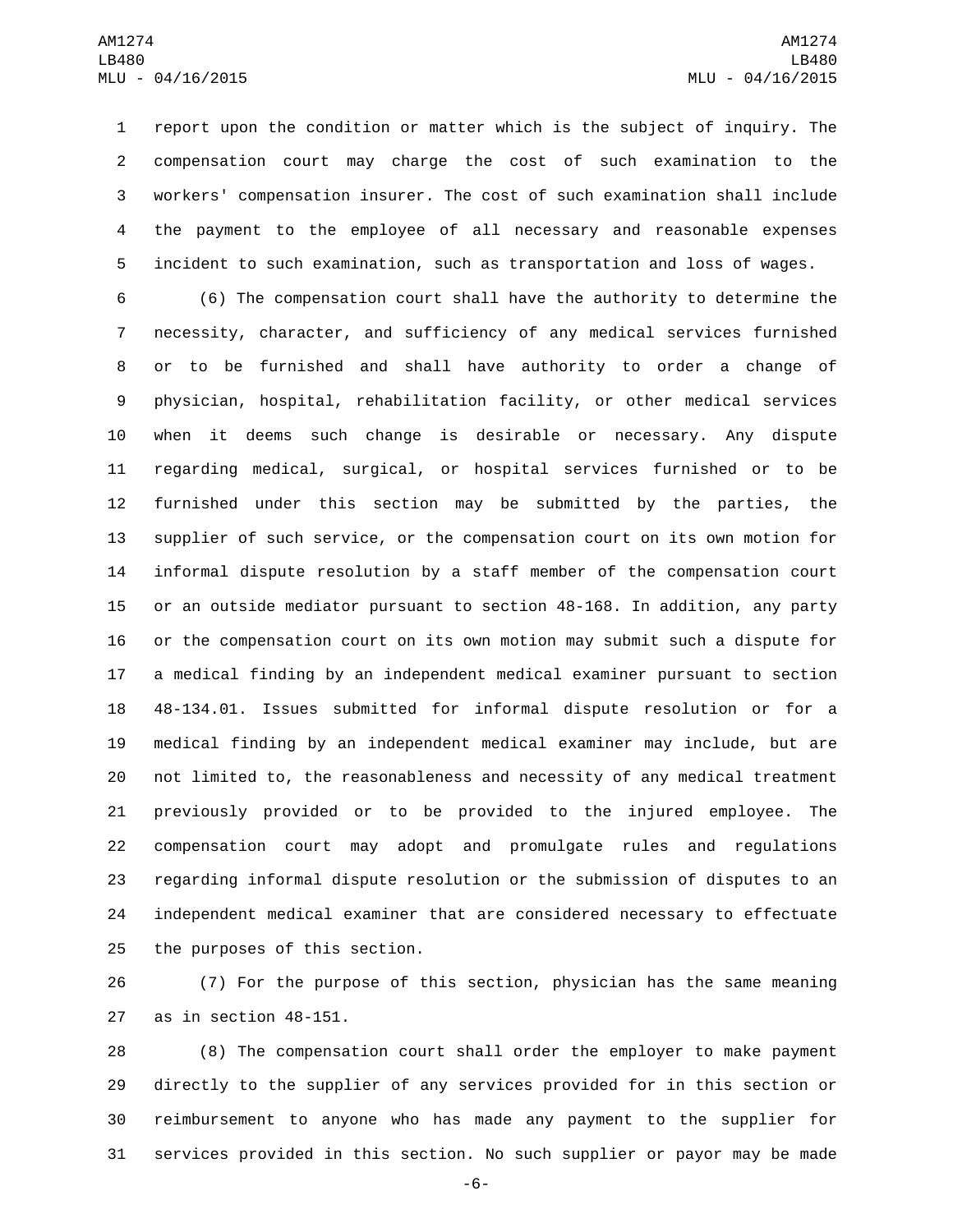report upon the condition or matter which is the subject of inquiry. The compensation court may charge the cost of such examination to the workers' compensation insurer. The cost of such examination shall include the payment to the employee of all necessary and reasonable expenses incident to such examination, such as transportation and loss of wages.

(6) The compensation court shall have the authority to determine the necessity, character, and sufficiency of any medical services furnished or to be furnished and shall have authority to order a change of physician, hospital, rehabilitation facility, or other medical services when it deems such change is desirable or necessary. Any dispute regarding medical, surgical, or hospital services furnished or to be furnished under this section may be submitted by the parties, the supplier of such service, or the compensation court on its own motion for informal dispute resolution by a staff member of the compensation court or an outside mediator pursuant to section 48-168. In addition, any party or the compensation court on its own motion may submit such a dispute for a medical finding by an independent medical examiner pursuant to section 48-134.01. Issues submitted for informal dispute resolution or for a medical finding by an independent medical examiner may include, but are not limited to, the reasonableness and necessity of any medical treatment previously provided or to be provided to the injured employee. The compensation court may adopt and promulgate rules and regulations regarding informal dispute resolution or the submission of disputes to an independent medical examiner that are considered necessary to effectuate the purposes of this section.

(7) For the purpose of this section, physician has the same meaning as in section 48-151.

(8) The compensation court shall order the employer to make payment directly to the supplier of any services provided for in this section or reimbursement to anyone who has made any payment to the supplier for services provided in this section. No such supplier or payor may be made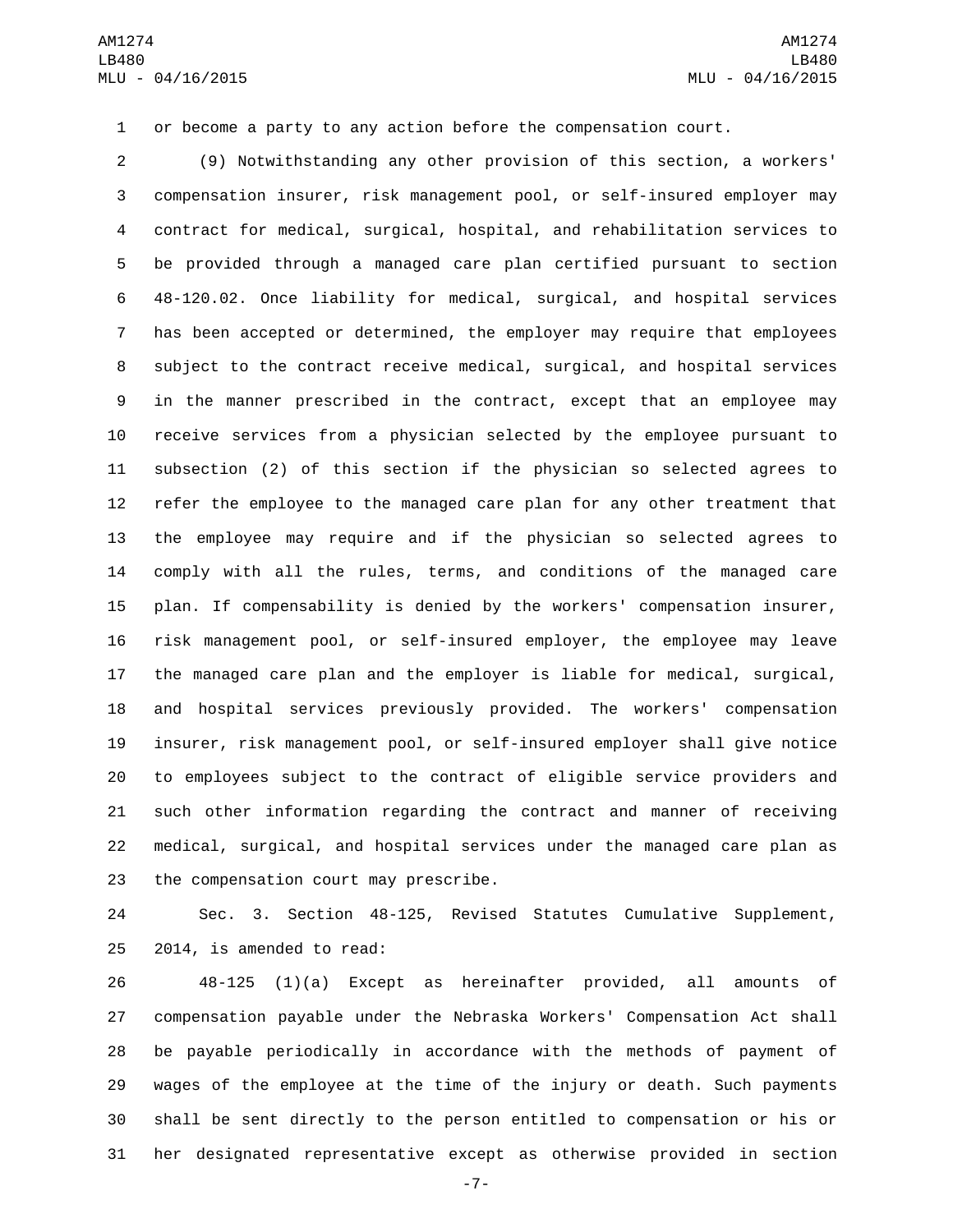or become a party to any action before the compensation court.

(9) Notwithstanding any other provision of this section, a workers' compensation insurer, risk management pool, or self-insured employer may contract for medical, surgical, hospital, and rehabilitation services to be provided through a managed care plan certified pursuant to section 48-120.02. Once liability for medical, surgical, and hospital services has been accepted or determined, the employer may require that employees subject to the contract receive medical, surgical, and hospital services in the manner prescribed in the contract, except that an employee may receive services from a physician selected by the employee pursuant to subsection (2) of this section if the physician so selected agrees to refer the employee to the managed care plan for any other treatment that the employee may require and if the physician so selected agrees to comply with all the rules, terms, and conditions of the managed care plan. If compensability is denied by the workers' compensation insurer, risk management pool, or self-insured employer, the employee may leave the managed care plan and the employer is liable for medical, surgical, and hospital services previously provided. The workers' compensation insurer, risk management pool, or self-insured employer shall give notice to employees subject to the contract of eligible service providers and such other information regarding the contract and manner of receiving medical, surgical, and hospital services under the managed care plan as the compensation court may prescribe.

Sec. 3. Section 48-125, Revised Statutes Cumulative Supplement, 2014, is amended to read:

48-125 (1)(a) Except as hereinafter provided, all amounts of compensation payable under the Nebraska Workers' Compensation Act shall be payable periodically in accordance with the methods of payment of wages of the employee at the time of the injury or death. Such payments shall be sent directly to the person entitled to compensation or his or her designated representative except as otherwise provided in section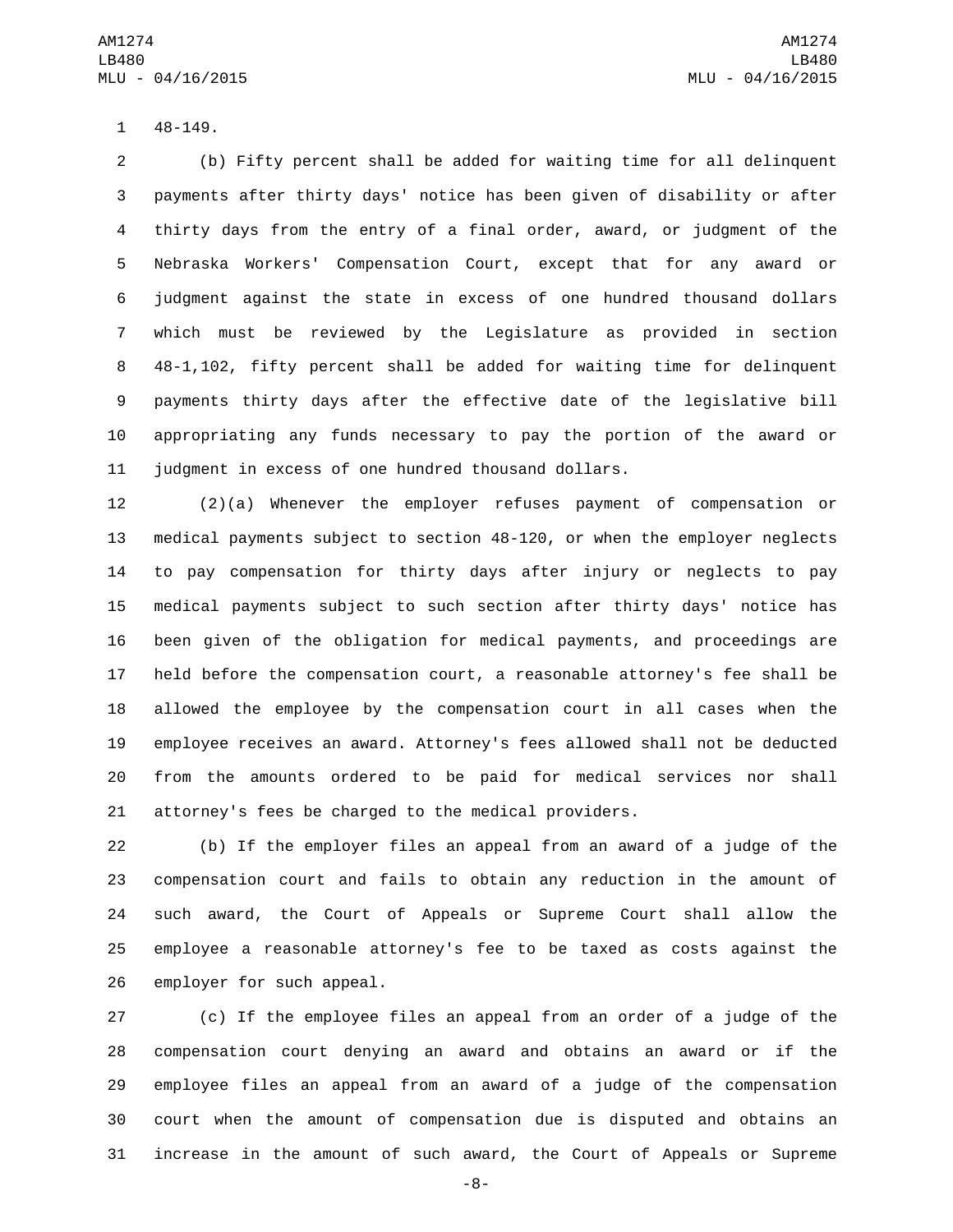48-149.

(b) Fifty percent shall be added for waiting time for all delinquent payments after thirty days' notice has been given of disability or after thirty days from the entry of a final order, award, or judgment of the Nebraska Workers' Compensation Court, except that for any award or judgment against the state in excess of one hundred thousand dollars which must be reviewed by the Legislature as provided in section 48-1,102, fifty percent shall be added for waiting time for delinquent payments thirty days after the effective date of the legislative bill appropriating any funds necessary to pay the portion of the award or judgment in excess of one hundred thousand dollars.

(2)(a) Whenever the employer refuses payment of compensation or medical payments subject to section 48-120, or when the employer neglects to pay compensation for thirty days after injury or neglects to pay medical payments subject to such section after thirty days' notice has been given of the obligation for medical payments, and proceedings are held before the compensation court, a reasonable attorney's fee shall be allowed the employee by the compensation court in all cases when the employee receives an award. Attorney's fees allowed shall not be deducted from the amounts ordered to be paid for medical services nor shall attorney's fees be charged to the medical providers.

(b) If the employer files an appeal from an award of a judge of the compensation court and fails to obtain any reduction in the amount of such award, the Court of Appeals or Supreme Court shall allow the employee a reasonable attorney's fee to be taxed as costs against the employer for such appeal.

(c) If the employee files an appeal from an order of a judge of the compensation court denying an award and obtains an award or if the employee files an appeal from an award of a judge of the compensation court when the amount of compensation due is disputed and obtains an increase in the amount of such award, the Court of Appeals or Supreme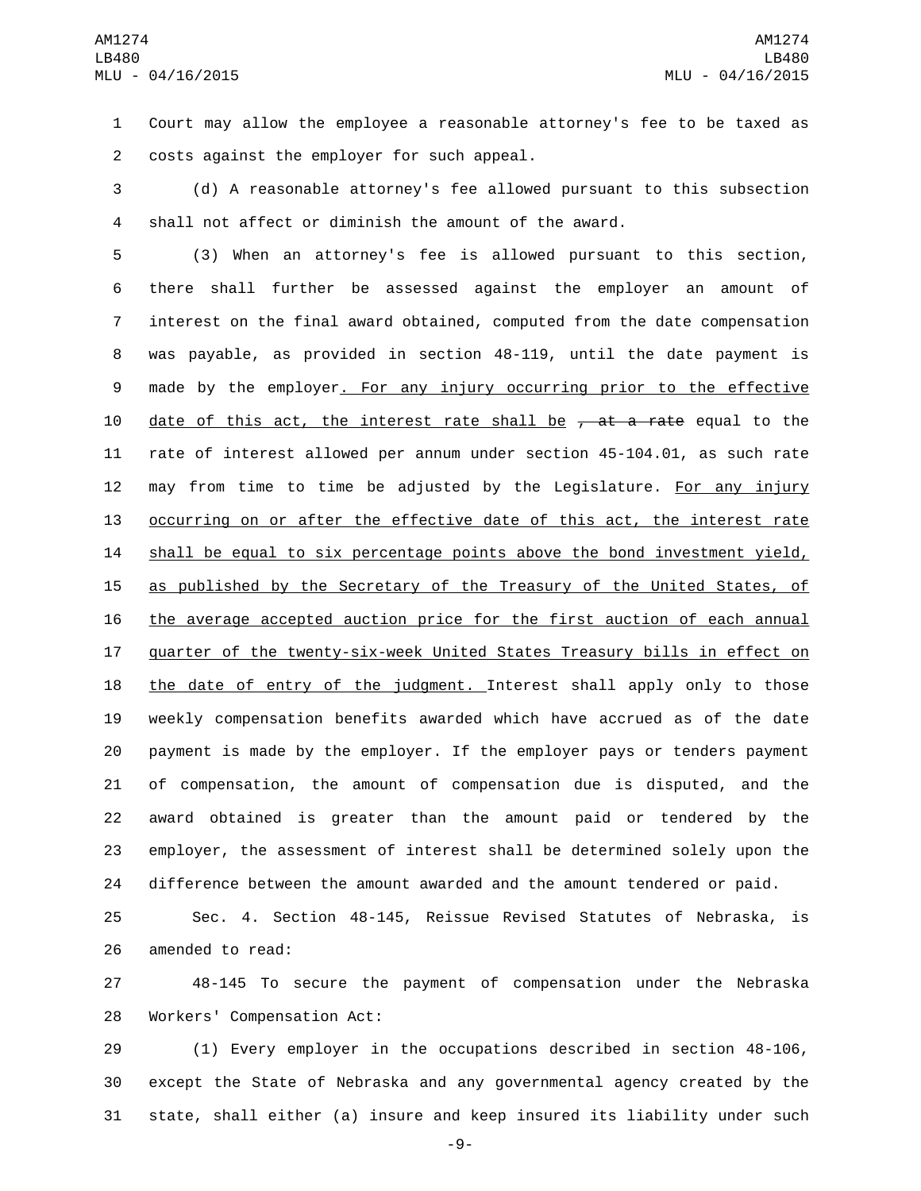Court may allow the employee a reasonable attorney's fee to be taxed as costs against the employer for such appeal.

(d) A reasonable attorney's fee allowed pursuant to this subsection shall not affect or diminish the amount of the award.

(3) When an attorney's fee is allowed pursuant to this section, there shall further be assessed against the employer an amount of interest on the final award obtained, computed from the date compensation was payable, as provided in section 48-119, until the date payment is made by the employer<u>. For any injury occurring prior to the effective date of this act, the interest rate shall be</u> ~~, at a rate~~ equal to the rate of interest allowed per annum under section 45-104.01, as such rate may from time to time be adjusted by the Legislature. <u>For any injury occurring on or after the effective date of this act, the interest rate shall be equal to six percentage points above the bond investment yield, as published by the Secretary of the Treasury of the United States, of the average accepted auction price for the first auction of each annual quarter of the twenty-six-week United States Treasury bills in effect on the date of entry of the judgment.</u> Interest shall apply only to those weekly compensation benefits awarded which have accrued as of the date payment is made by the employer. If the employer pays or tenders payment of compensation, the amount of compensation due is disputed, and the award obtained is greater than the amount paid or tendered by the employer, the assessment of interest shall be determined solely upon the difference between the amount awarded and the amount tendered or paid.

Sec. 4. Section 48-145, Reissue Revised Statutes of Nebraska, is amended to read:

48-145 To secure the payment of compensation under the Nebraska Workers' Compensation Act:

(1) Every employer in the occupations described in section 48-106, except the State of Nebraska and any governmental agency created by the state, shall either (a) insure and keep insured its liability under such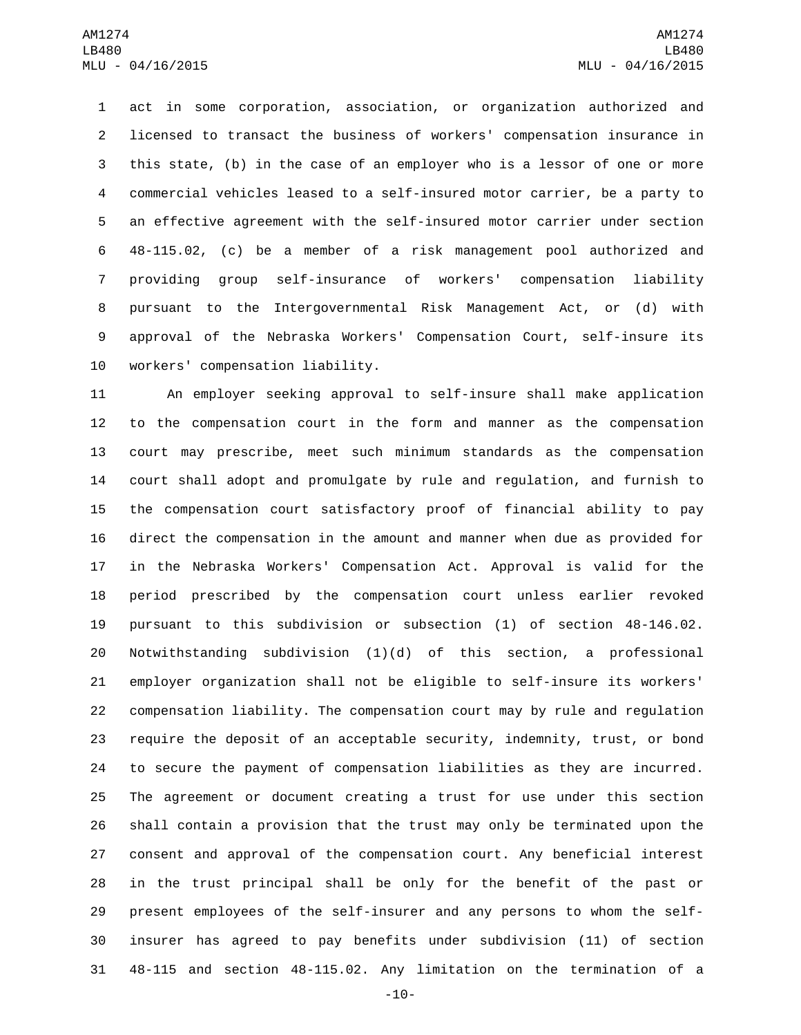act in some corporation, association, or organization authorized and licensed to transact the business of workers' compensation insurance in this state, (b) in the case of an employer who is a lessor of one or more commercial vehicles leased to a self-insured motor carrier, be a party to an effective agreement with the self-insured motor carrier under section 48-115.02, (c) be a member of a risk management pool authorized and providing group self-insurance of workers' compensation liability pursuant to the Intergovernmental Risk Management Act, or (d) with approval of the Nebraska Workers' Compensation Court, self-insure its workers' compensation liability.

An employer seeking approval to self-insure shall make application to the compensation court in the form and manner as the compensation court may prescribe, meet such minimum standards as the compensation court shall adopt and promulgate by rule and regulation, and furnish to the compensation court satisfactory proof of financial ability to pay direct the compensation in the amount and manner when due as provided for in the Nebraska Workers' Compensation Act. Approval is valid for the period prescribed by the compensation court unless earlier revoked pursuant to this subdivision or subsection (1) of section 48-146.02. Notwithstanding subdivision (1)(d) of this section, a professional employer organization shall not be eligible to self-insure its workers' compensation liability. The compensation court may by rule and regulation require the deposit of an acceptable security, indemnity, trust, or bond to secure the payment of compensation liabilities as they are incurred. The agreement or document creating a trust for use under this section shall contain a provision that the trust may only be terminated upon the consent and approval of the compensation court. Any beneficial interest in the trust principal shall be only for the benefit of the past or present employees of the self-insurer and any persons to whom the self-insurer has agreed to pay benefits under subdivision (11) of section 48-115 and section 48-115.02. Any limitation on the termination of a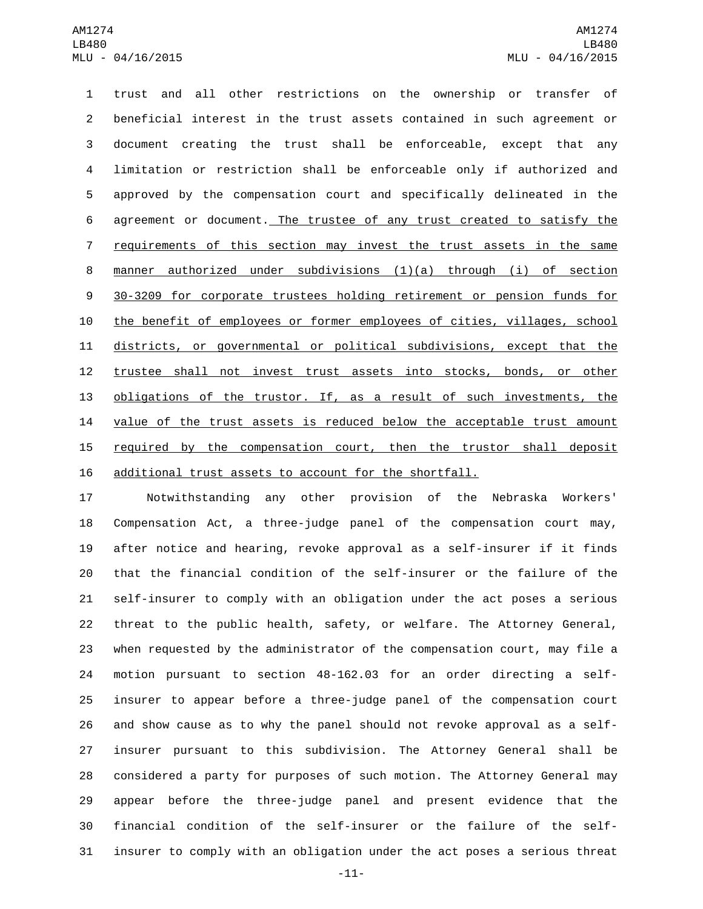trust and all other restrictions on the ownership or transfer of beneficial interest in the trust assets contained in such agreement or document creating the trust shall be enforceable, except that any limitation or restriction shall be enforceable only if authorized and approved by the compensation court and specifically delineated in the agreement or document. The trustee of any trust created to satisfy the requirements of this section may invest the trust assets in the same manner authorized under subdivisions (1)(a) through (i) of section 30-3209 for corporate trustees holding retirement or pension funds for the benefit of employees or former employees of cities, villages, school districts, or governmental or political subdivisions, except that the trustee shall not invest trust assets into stocks, bonds, or other obligations of the trustor. If, as a result of such investments, the value of the trust assets is reduced below the acceptable trust amount required by the compensation court, then the trustor shall deposit additional trust assets to account for the shortfall.

Notwithstanding any other provision of the Nebraska Workers' Compensation Act, a three-judge panel of the compensation court may, after notice and hearing, revoke approval as a self-insurer if it finds that the financial condition of the self-insurer or the failure of the self-insurer to comply with an obligation under the act poses a serious threat to the public health, safety, or welfare. The Attorney General, when requested by the administrator of the compensation court, may file a motion pursuant to section 48-162.03 for an order directing a self-insurer to appear before a three-judge panel of the compensation court and show cause as to why the panel should not revoke approval as a self-insurer pursuant to this subdivision. The Attorney General shall be considered a party for purposes of such motion. The Attorney General may appear before the three-judge panel and present evidence that the financial condition of the self-insurer or the failure of the self-insurer to comply with an obligation under the act poses a serious threat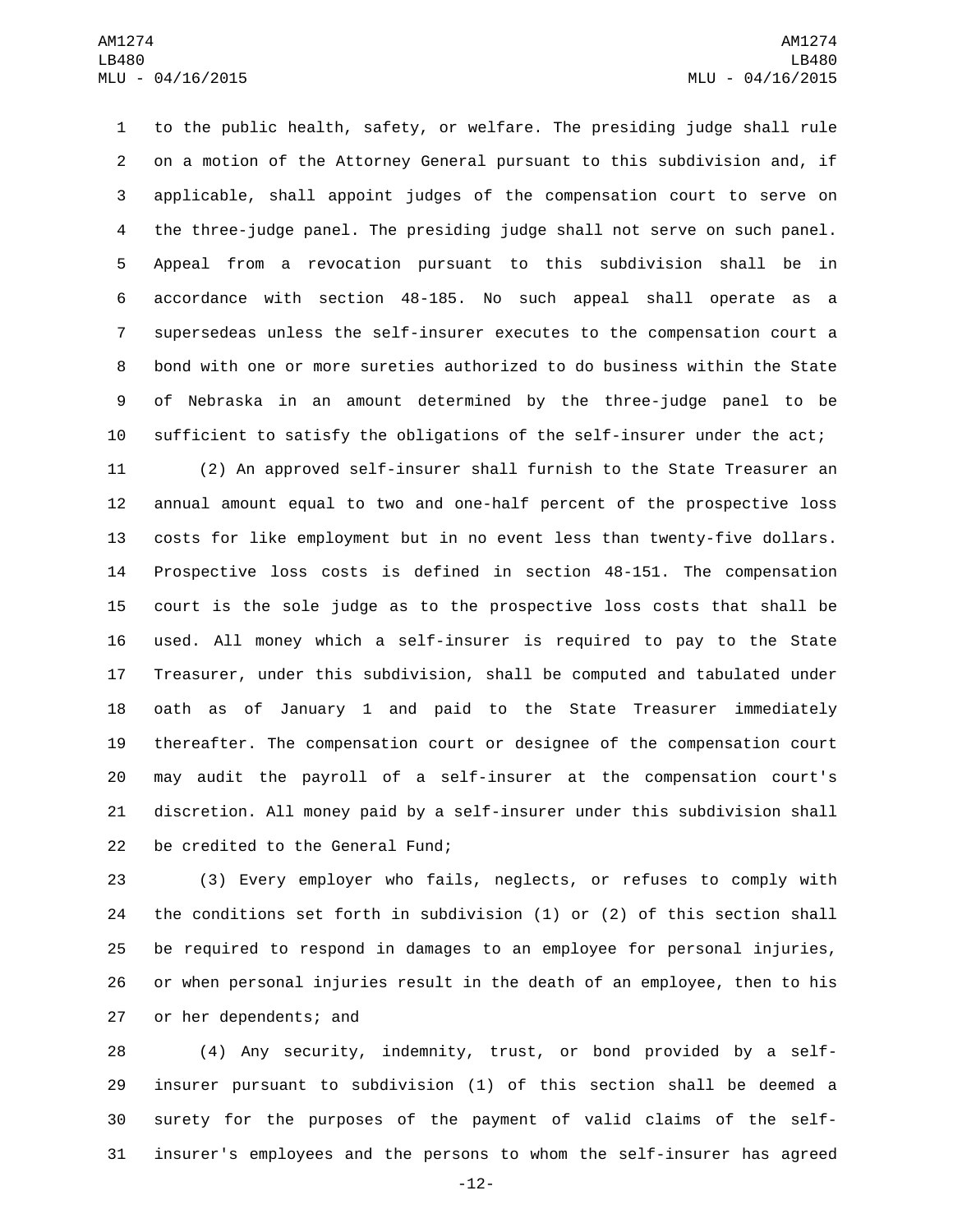to the public health, safety, or welfare. The presiding judge shall rule on a motion of the Attorney General pursuant to this subdivision and, if applicable, shall appoint judges of the compensation court to serve on the three-judge panel. The presiding judge shall not serve on such panel. Appeal from a revocation pursuant to this subdivision shall be in accordance with section 48-185. No such appeal shall operate as a supersedeas unless the self-insurer executes to the compensation court a bond with one or more sureties authorized to do business within the State of Nebraska in an amount determined by the three-judge panel to be sufficient to satisfy the obligations of the self-insurer under the act;

(2) An approved self-insurer shall furnish to the State Treasurer an annual amount equal to two and one-half percent of the prospective loss costs for like employment but in no event less than twenty-five dollars. Prospective loss costs is defined in section 48-151. The compensation court is the sole judge as to the prospective loss costs that shall be used. All money which a self-insurer is required to pay to the State Treasurer, under this subdivision, shall be computed and tabulated under oath as of January 1 and paid to the State Treasurer immediately thereafter. The compensation court or designee of the compensation court may audit the payroll of a self-insurer at the compensation court's discretion. All money paid by a self-insurer under this subdivision shall be credited to the General Fund;

(3) Every employer who fails, neglects, or refuses to comply with the conditions set forth in subdivision (1) or (2) of this section shall be required to respond in damages to an employee for personal injuries, or when personal injuries result in the death of an employee, then to his or her dependents; and

(4) Any security, indemnity, trust, or bond provided by a self-insurer pursuant to subdivision (1) of this section shall be deemed a surety for the purposes of the payment of valid claims of the self-insurer's employees and the persons to whom the self-insurer has agreed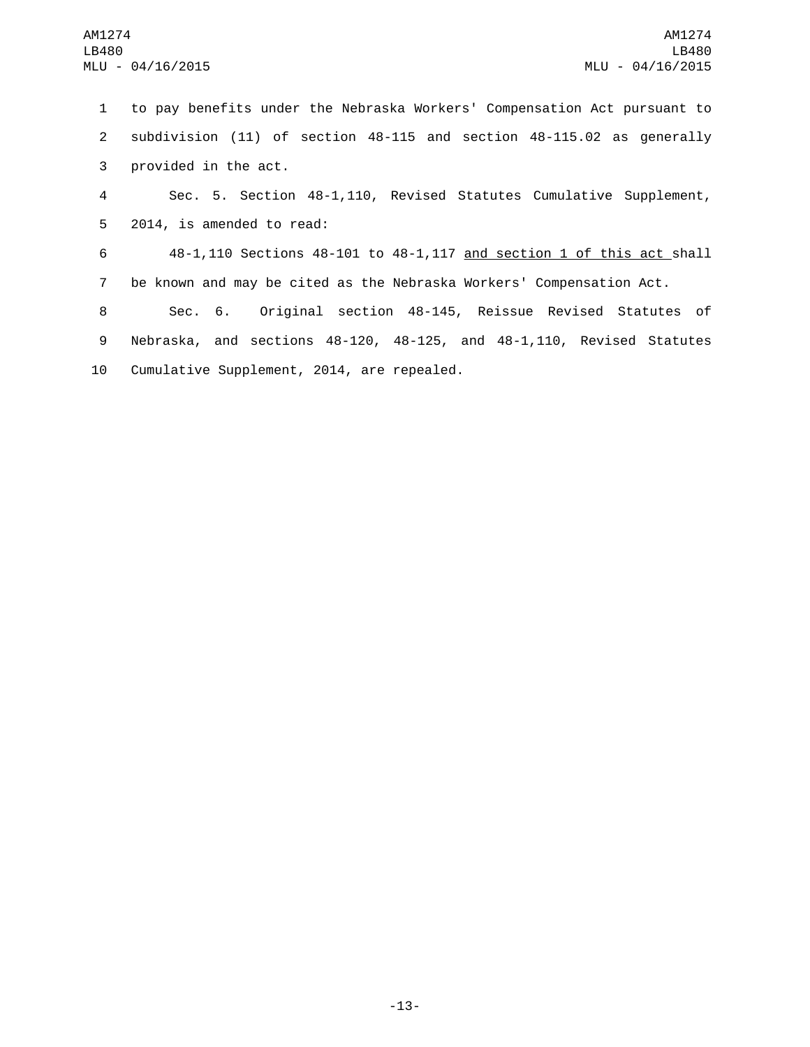to pay benefits under the Nebraska Workers' Compensation Act pursuant to subdivision (11) of section 48-115 and section 48-115.02 as generally provided in the act.

Sec. 5. Section 48-1,110, Revised Statutes Cumulative Supplement, 2014, is amended to read:

48-1,110 Sections 48-101 to 48-1,117 <u>and section 1 of this act </u>shall be known and may be cited as the Nebraska Workers' Compensation Act.

Sec. 6. Original section 48-145, Reissue Revised Statutes of Nebraska, and sections 48-120, 48-125, and 48-1,110, Revised Statutes Cumulative Supplement, 2014, are repealed.